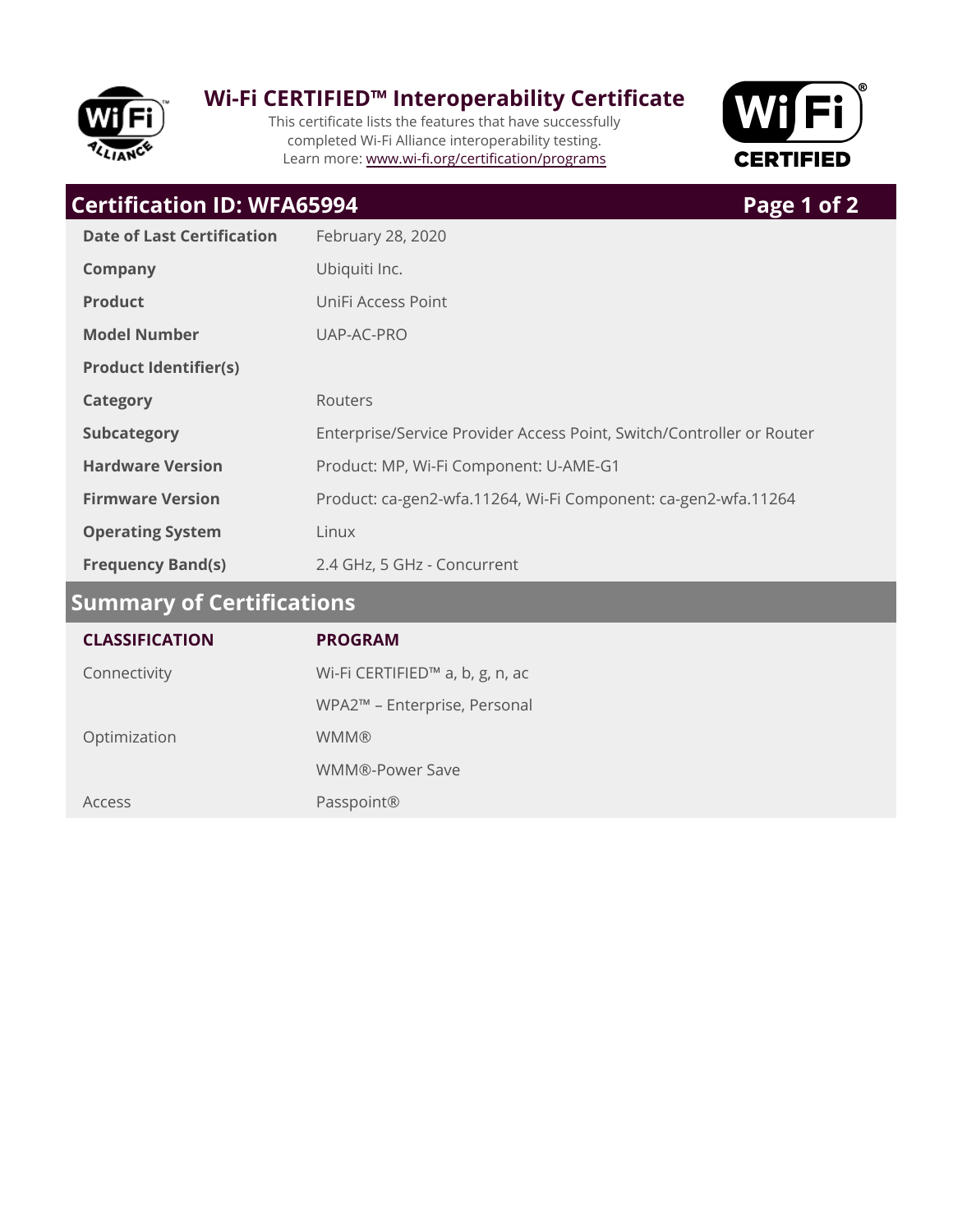# Wi-Fi CERTIFIED™ Interoperability Certificate

This certificate lists the features that have successfully completed Wi-Fi Alliance interoperability testing.
Learn more: www.wi-fi.org/certification/programs

## Certification ID: WFA65994

| | |
|---|---|
| **Date of Last Certification** | February 28, 2020 |
| **Company** | Ubiquiti Inc. |
| **Product** | UniFi Access Point |
| **Model Number** | UAP-AC-PRO |
| **Product Identifier(s)** | |
| **Category** | Routers |
| **Subcategory** | Enterprise/Service Provider Access Point, Switch/Controller or Router |
| **Hardware Version** | Product: MP, Wi-Fi Component: U-AME-G1 |
| **Firmware Version** | Product: ca-gen2-wfa.11264, Wi-Fi Component: ca-gen2-wfa.11264 |
| **Operating System** | Linux |
| **Frequency Band(s)** | 2.4 GHz, 5 GHz - Concurrent |

## Summary of Certifications

| CLASSIFICATION | PROGRAM |
|---|---|
| Connectivity | Wi-Fi CERTIFIED™ a, b, g, n, ac |
| | WPA2™ – Enterprise, Personal |
| Optimization | WMM® |
| | WMM®-Power Save |
| Access | Passpoint® |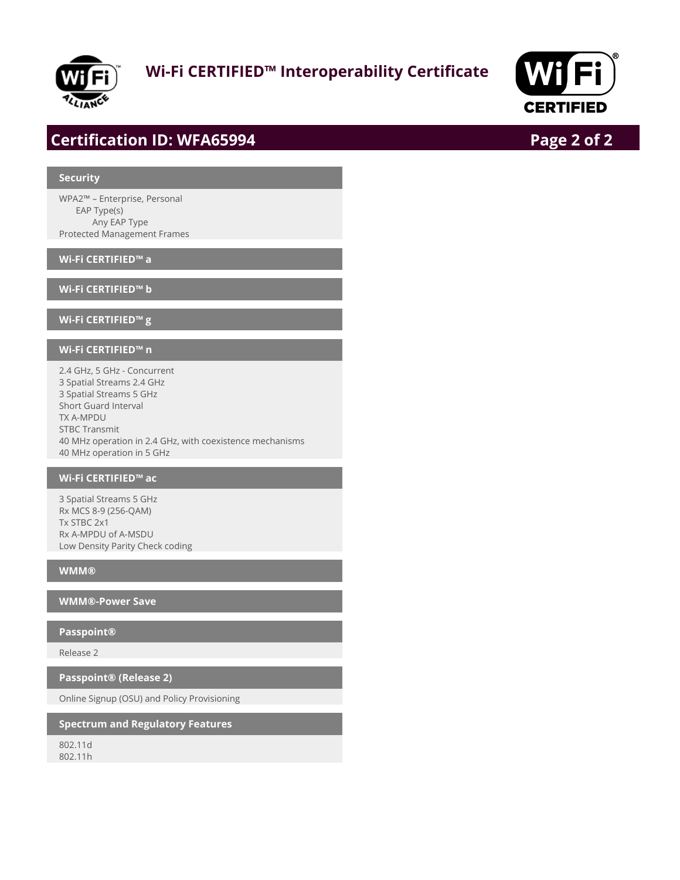# Wi-Fi CERTIFIED™ Interoperability Certificate

## Certification ID: WFA65994

### Security

WPA2™ – Enterprise, Personal
- EAP Type(s)
  - Any EAP Type

Protected Management Frames

### Wi-Fi CERTIFIED™ a

### Wi-Fi CERTIFIED™ b

### Wi-Fi CERTIFIED™ g

### Wi-Fi CERTIFIED™ n

2.4 GHz, 5 GHz - Concurrent
3 Spatial Streams 2.4 GHz
3 Spatial Streams 5 GHz
Short Guard Interval
TX A-MPDU
STBC Transmit
40 MHz operation in 2.4 GHz, with coexistence mechanisms
40 MHz operation in 5 GHz

### Wi-Fi CERTIFIED™ ac

3 Spatial Streams 5 GHz
Rx MCS 8-9 (256-QAM)
Tx STBC 2x1
Rx A-MPDU of A-MSDU
Low Density Parity Check coding

### WMM®

### WMM®-Power Save

### Passpoint®

Release 2

### Passpoint® (Release 2)

Online Signup (OSU) and Policy Provisioning

### Spectrum and Regulatory Features

802.11d
802.11h